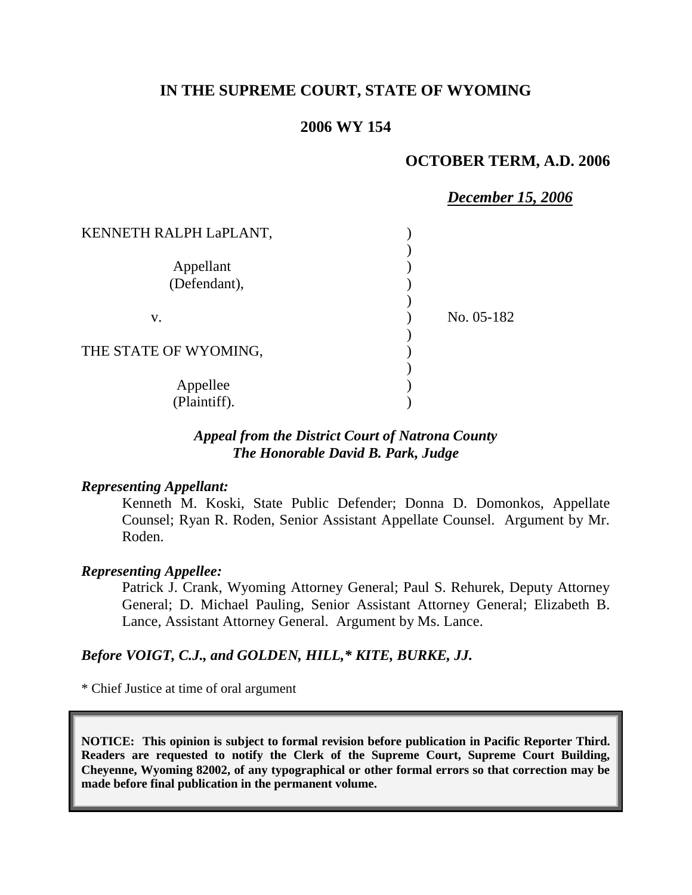**IN THE SUPREME COURT, STATE OF WYOMING**

**2006 WY 154**

**OCTOBER TERM, A.D. 2006**

***December 15, 2006***

| | | |
|---|---|---|
| KENNETH RALPH LaPLANT, | ) | |
| | ) | |
| Appellant (Defendant), | ) | |
| | ) | |
| v. | ) | No. 05-182 |
| | ) | |
| THE STATE OF WYOMING, | ) | |
| | ) | |
| Appellee (Plaintiff). | ) | |

***Appeal from the District Court of Natrona County***
***The Honorable David B. Park, Judge***

***Representing Appellant:***

Kenneth M. Koski, State Public Defender; Donna D. Domonkos, Appellate Counsel; Ryan R. Roden, Senior Assistant Appellate Counsel. Argument by Mr. Roden.

***Representing Appellee:***

Patrick J. Crank, Wyoming Attorney General; Paul S. Rehurek, Deputy Attorney General; D. Michael Pauling, Senior Assistant Attorney General; Elizabeth B. Lance, Assistant Attorney General. Argument by Ms. Lance.

***Before VOIGT, C.J., and GOLDEN, HILL,\* KITE, BURKE, JJ.***

\* Chief Justice at time of oral argument

**NOTICE: This opinion is subject to formal revision before publication in Pacific Reporter Third. Readers are requested to notify the Clerk of the Supreme Court, Supreme Court Building, Cheyenne, Wyoming 82002, of any typographical or other formal errors so that correction may be made before final publication in the permanent volume.**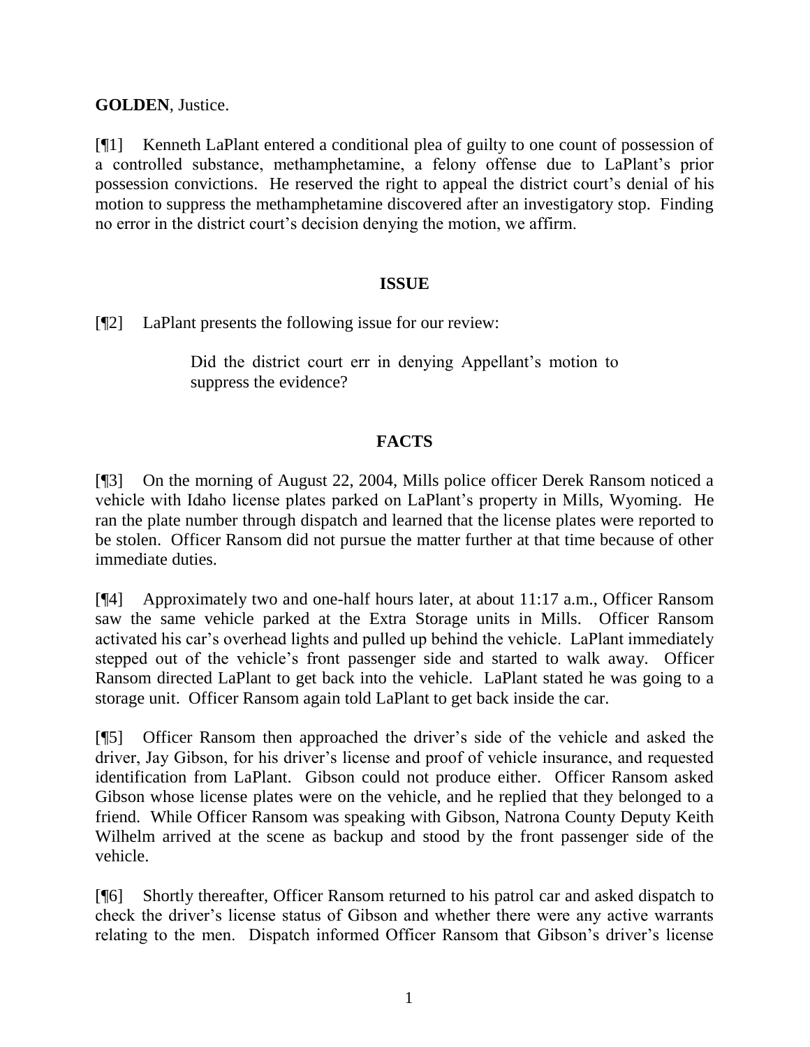**GOLDEN**, Justice.

[¶1] Kenneth LaPlant entered a conditional plea of guilty to one count of possession of a controlled substance, methamphetamine, a felony offense due to LaPlant's prior possession convictions. He reserved the right to appeal the district court's denial of his motion to suppress the methamphetamine discovered after an investigatory stop. Finding no error in the district court's decision denying the motion, we affirm.

## ISSUE

[¶2] LaPlant presents the following issue for our review:

> Did the district court err in denying Appellant's motion to suppress the evidence?

## FACTS

[¶3] On the morning of August 22, 2004, Mills police officer Derek Ransom noticed a vehicle with Idaho license plates parked on LaPlant's property in Mills, Wyoming. He ran the plate number through dispatch and learned that the license plates were reported to be stolen. Officer Ransom did not pursue the matter further at that time because of other immediate duties.

[¶4] Approximately two and one-half hours later, at about 11:17 a.m., Officer Ransom saw the same vehicle parked at the Extra Storage units in Mills. Officer Ransom activated his car's overhead lights and pulled up behind the vehicle. LaPlant immediately stepped out of the vehicle's front passenger side and started to walk away. Officer Ransom directed LaPlant to get back into the vehicle. LaPlant stated he was going to a storage unit. Officer Ransom again told LaPlant to get back inside the car.

[¶5] Officer Ransom then approached the driver's side of the vehicle and asked the driver, Jay Gibson, for his driver's license and proof of vehicle insurance, and requested identification from LaPlant. Gibson could not produce either. Officer Ransom asked Gibson whose license plates were on the vehicle, and he replied that they belonged to a friend. While Officer Ransom was speaking with Gibson, Natrona County Deputy Keith Wilhelm arrived at the scene as backup and stood by the front passenger side of the vehicle.

[¶6] Shortly thereafter, Officer Ransom returned to his patrol car and asked dispatch to check the driver's license status of Gibson and whether there were any active warrants relating to the men. Dispatch informed Officer Ransom that Gibson's driver's license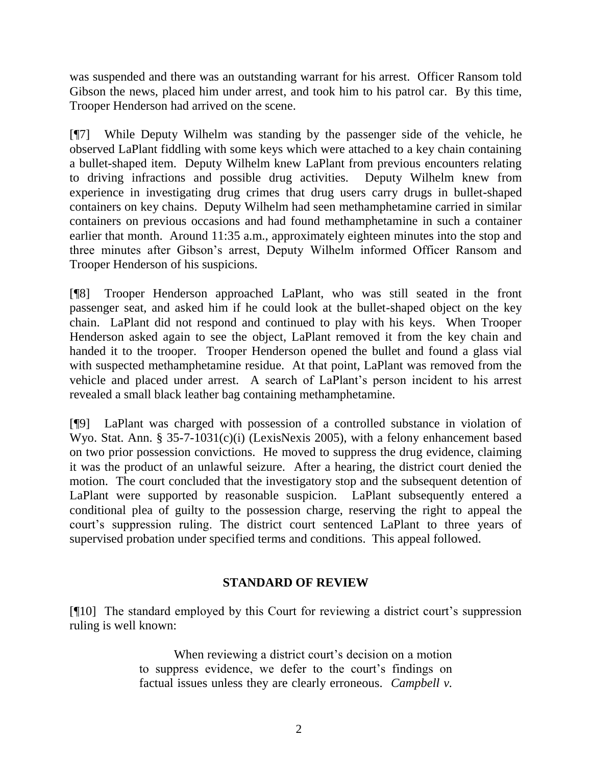was suspended and there was an outstanding warrant for his arrest. Officer Ransom told Gibson the news, placed him under arrest, and took him to his patrol car. By this time, Trooper Henderson had arrived on the scene.

[¶7] While Deputy Wilhelm was standing by the passenger side of the vehicle, he observed LaPlant fiddling with some keys which were attached to a key chain containing a bullet-shaped item. Deputy Wilhelm knew LaPlant from previous encounters relating to driving infractions and possible drug activities. Deputy Wilhelm knew from experience in investigating drug crimes that drug users carry drugs in bullet-shaped containers on key chains. Deputy Wilhelm had seen methamphetamine carried in similar containers on previous occasions and had found methamphetamine in such a container earlier that month. Around 11:35 a.m., approximately eighteen minutes into the stop and three minutes after Gibson's arrest, Deputy Wilhelm informed Officer Ransom and Trooper Henderson of his suspicions.

[¶8] Trooper Henderson approached LaPlant, who was still seated in the front passenger seat, and asked him if he could look at the bullet-shaped object on the key chain. LaPlant did not respond and continued to play with his keys. When Trooper Henderson asked again to see the object, LaPlant removed it from the key chain and handed it to the trooper. Trooper Henderson opened the bullet and found a glass vial with suspected methamphetamine residue. At that point, LaPlant was removed from the vehicle and placed under arrest. A search of LaPlant's person incident to his arrest revealed a small black leather bag containing methamphetamine.

[¶9] LaPlant was charged with possession of a controlled substance in violation of Wyo. Stat. Ann. § 35-7-1031(c)(i) (LexisNexis 2005), with a felony enhancement based on two prior possession convictions. He moved to suppress the drug evidence, claiming it was the product of an unlawful seizure. After a hearing, the district court denied the motion. The court concluded that the investigatory stop and the subsequent detention of LaPlant were supported by reasonable suspicion. LaPlant subsequently entered a conditional plea of guilty to the possession charge, reserving the right to appeal the court's suppression ruling. The district court sentenced LaPlant to three years of supervised probation under specified terms and conditions. This appeal followed.

## STANDARD OF REVIEW

[¶10] The standard employed by this Court for reviewing a district court's suppression ruling is well known:

> When reviewing a district court's decision on a motion to suppress evidence, we defer to the court's findings on factual issues unless they are clearly erroneous. *Campbell v.*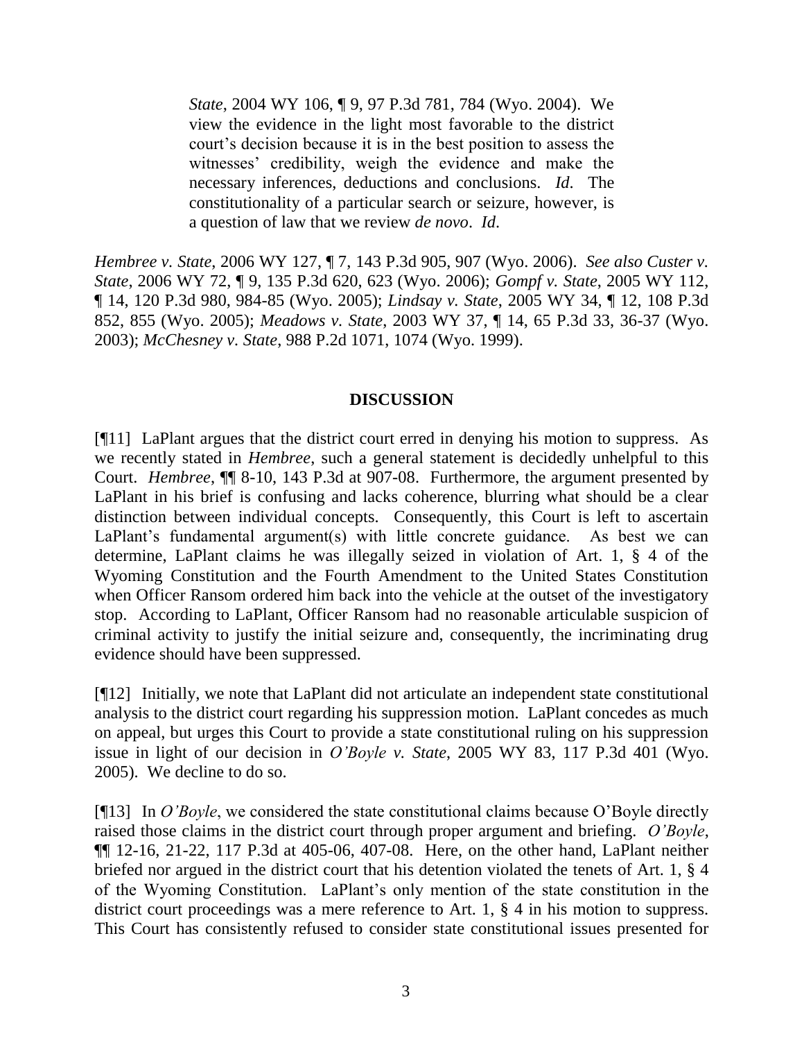> *State*, 2004 WY 106, ¶ 9, 97 P.3d 781, 784 (Wyo. 2004). We view the evidence in the light most favorable to the district court's decision because it is in the best position to assess the witnesses' credibility, weigh the evidence and make the necessary inferences, deductions and conclusions. *Id*. The constitutionality of a particular search or seizure, however, is a question of law that we review *de novo*. *Id*.

*Hembree v. State*, 2006 WY 127, ¶ 7, 143 P.3d 905, 907 (Wyo. 2006). *See also Custer v. State*, 2006 WY 72, ¶ 9, 135 P.3d 620, 623 (Wyo. 2006); *Gompf v. State*, 2005 WY 112, ¶ 14, 120 P.3d 980, 984-85 (Wyo. 2005); *Lindsay v. State*, 2005 WY 34, ¶ 12, 108 P.3d 852, 855 (Wyo. 2005); *Meadows v. State*, 2003 WY 37, ¶ 14, 65 P.3d 33, 36-37 (Wyo. 2003); *McChesney v. State*, 988 P.2d 1071, 1074 (Wyo. 1999).

## DISCUSSION

[¶11] LaPlant argues that the district court erred in denying his motion to suppress. As we recently stated in *Hembree*, such a general statement is decidedly unhelpful to this Court. *Hembree*, ¶¶ 8-10, 143 P.3d at 907-08. Furthermore, the argument presented by LaPlant in his brief is confusing and lacks coherence, blurring what should be a clear distinction between individual concepts. Consequently, this Court is left to ascertain LaPlant's fundamental argument(s) with little concrete guidance. As best we can determine, LaPlant claims he was illegally seized in violation of Art. 1, § 4 of the Wyoming Constitution and the Fourth Amendment to the United States Constitution when Officer Ransom ordered him back into the vehicle at the outset of the investigatory stop. According to LaPlant, Officer Ransom had no reasonable articulable suspicion of criminal activity to justify the initial seizure and, consequently, the incriminating drug evidence should have been suppressed.

[¶12] Initially, we note that LaPlant did not articulate an independent state constitutional analysis to the district court regarding his suppression motion. LaPlant concedes as much on appeal, but urges this Court to provide a state constitutional ruling on his suppression issue in light of our decision in *O'Boyle v. State*, 2005 WY 83, 117 P.3d 401 (Wyo. 2005). We decline to do so.

[¶13] In *O'Boyle*, we considered the state constitutional claims because O'Boyle directly raised those claims in the district court through proper argument and briefing. *O'Boyle*, ¶¶ 12-16, 21-22, 117 P.3d at 405-06, 407-08. Here, on the other hand, LaPlant neither briefed nor argued in the district court that his detention violated the tenets of Art. 1, § 4 of the Wyoming Constitution. LaPlant's only mention of the state constitution in the district court proceedings was a mere reference to Art. 1, § 4 in his motion to suppress. This Court has consistently refused to consider state constitutional issues presented for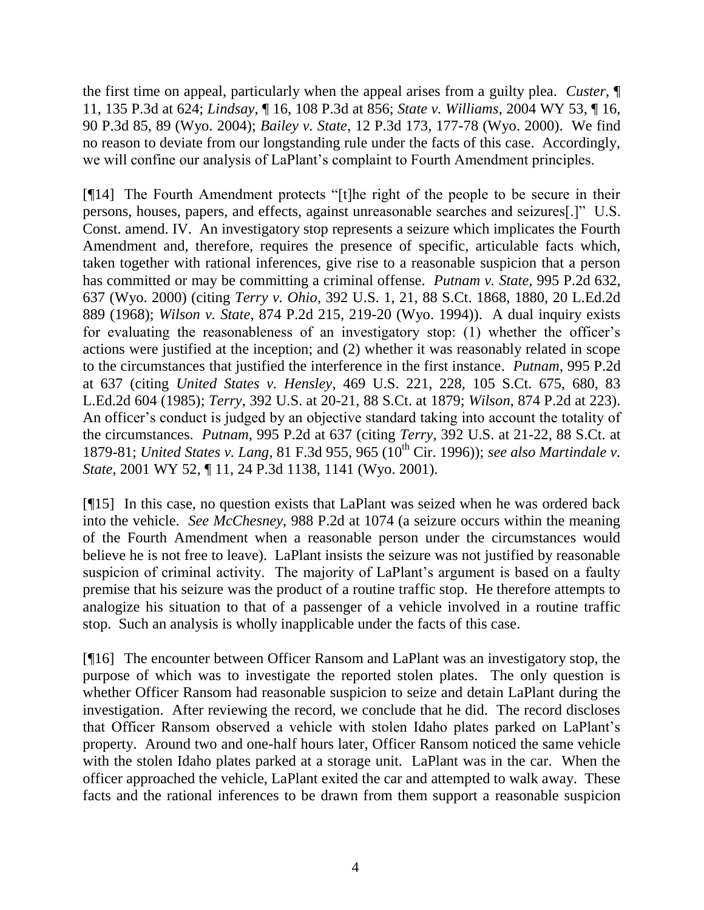the first time on appeal, particularly when the appeal arises from a guilty plea. *Custer*, ¶ 11, 135 P.3d at 624; *Lindsay*, ¶ 16, 108 P.3d at 856; *State v. Williams*, 2004 WY 53, ¶ 16, 90 P.3d 85, 89 (Wyo. 2004); *Bailey v. State*, 12 P.3d 173, 177-78 (Wyo. 2000). We find no reason to deviate from our longstanding rule under the facts of this case. Accordingly, we will confine our analysis of LaPlant's complaint to Fourth Amendment principles.

[¶14] The Fourth Amendment protects "[t]he right of the people to be secure in their persons, houses, papers, and effects, against unreasonable searches and seizures[.]" U.S. Const. amend. IV. An investigatory stop represents a seizure which implicates the Fourth Amendment and, therefore, requires the presence of specific, articulable facts which, taken together with rational inferences, give rise to a reasonable suspicion that a person has committed or may be committing a criminal offense. *Putnam v. State*, 995 P.2d 632, 637 (Wyo. 2000) (citing *Terry v. Ohio*, 392 U.S. 1, 21, 88 S.Ct. 1868, 1880, 20 L.Ed.2d 889 (1968); *Wilson v. State*, 874 P.2d 215, 219-20 (Wyo. 1994)). A dual inquiry exists for evaluating the reasonableness of an investigatory stop: (1) whether the officer's actions were justified at the inception; and (2) whether it was reasonably related in scope to the circumstances that justified the interference in the first instance. *Putnam*, 995 P.2d at 637 (citing *United States v. Hensley*, 469 U.S. 221, 228, 105 S.Ct. 675, 680, 83 L.Ed.2d 604 (1985); *Terry*, 392 U.S. at 20-21, 88 S.Ct. at 1879; *Wilson*, 874 P.2d at 223). An officer's conduct is judged by an objective standard taking into account the totality of the circumstances. *Putnam*, 995 P.2d at 637 (citing *Terry*, 392 U.S. at 21-22, 88 S.Ct. at 1879-81; *United States v. Lang*, 81 F.3d 955, 965 (10th Cir. 1996)); *see also Martindale v. State*, 2001 WY 52, ¶ 11, 24 P.3d 1138, 1141 (Wyo. 2001).

[¶15] In this case, no question exists that LaPlant was seized when he was ordered back into the vehicle. *See McChesney*, 988 P.2d at 1074 (a seizure occurs within the meaning of the Fourth Amendment when a reasonable person under the circumstances would believe he is not free to leave). LaPlant insists the seizure was not justified by reasonable suspicion of criminal activity. The majority of LaPlant's argument is based on a faulty premise that his seizure was the product of a routine traffic stop. He therefore attempts to analogize his situation to that of a passenger of a vehicle involved in a routine traffic stop. Such an analysis is wholly inapplicable under the facts of this case.

[¶16] The encounter between Officer Ransom and LaPlant was an investigatory stop, the purpose of which was to investigate the reported stolen plates. The only question is whether Officer Ransom had reasonable suspicion to seize and detain LaPlant during the investigation. After reviewing the record, we conclude that he did. The record discloses that Officer Ransom observed a vehicle with stolen Idaho plates parked on LaPlant's property. Around two and one-half hours later, Officer Ransom noticed the same vehicle with the stolen Idaho plates parked at a storage unit. LaPlant was in the car. When the officer approached the vehicle, LaPlant exited the car and attempted to walk away. These facts and the rational inferences to be drawn from them support a reasonable suspicion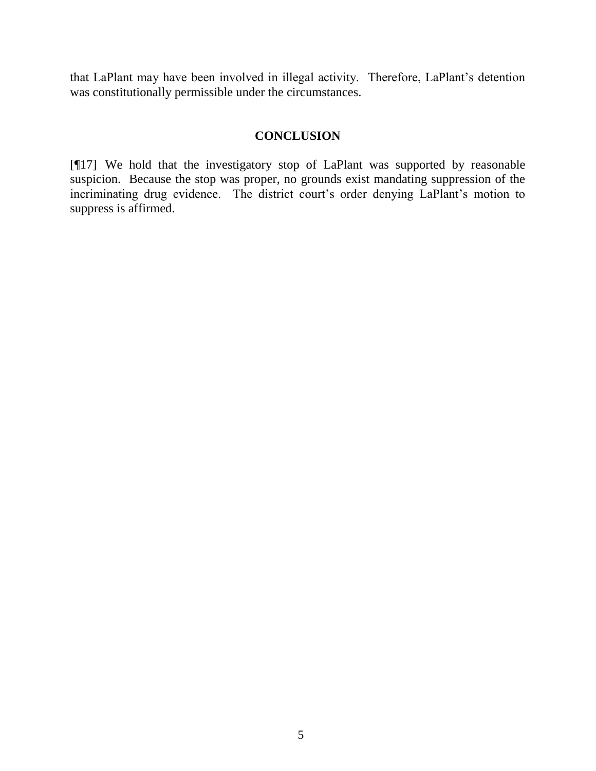that LaPlant may have been involved in illegal activity. Therefore, LaPlant's detention was constitutionally permissible under the circumstances.

## CONCLUSION

[¶17] We hold that the investigatory stop of LaPlant was supported by reasonable suspicion. Because the stop was proper, no grounds exist mandating suppression of the incriminating drug evidence. The district court's order denying LaPlant's motion to suppress is affirmed.